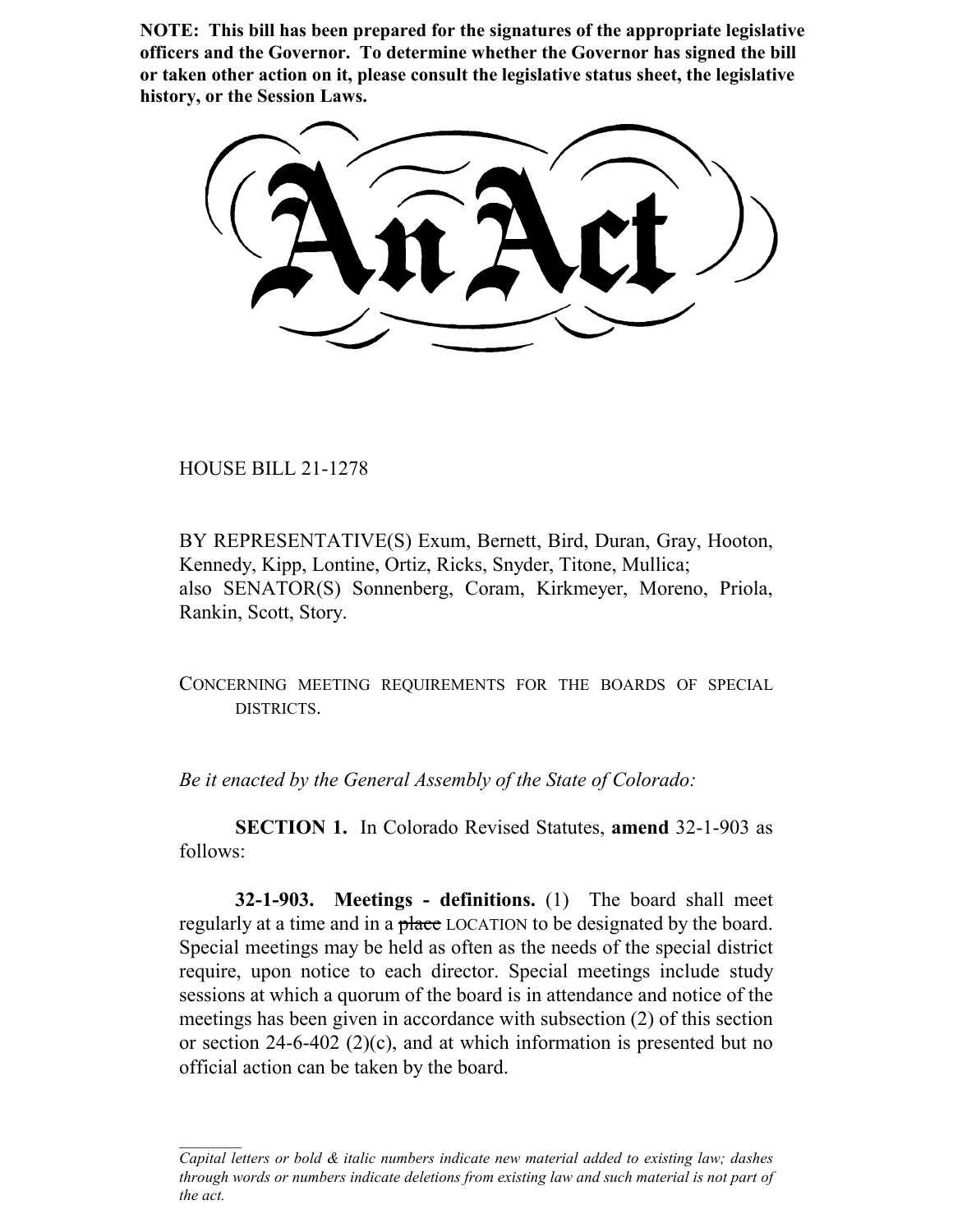**NOTE: This bill has been prepared for the signatures of the appropriate legislative officers and the Governor. To determine whether the Governor has signed the bill or taken other action on it, please consult the legislative status sheet, the legislative history, or the Session Laws.**

# An Act

HOUSE BILL 21-1278

BY REPRESENTATIVE(S) Exum, Bernett, Bird, Duran, Gray, Hooton, Kennedy, Kipp, Lontine, Ortiz, Ricks, Snyder, Titone, Mullica; also SENATOR(S) Sonnenberg, Coram, Kirkmeyer, Moreno, Priola, Rankin, Scott, Story.

CONCERNING MEETING REQUIREMENTS FOR THE BOARDS OF SPECIAL DISTRICTS.

*Be it enacted by the General Assembly of the State of Colorado:*

**SECTION 1.** In Colorado Revised Statutes, **amend** 32-1-903 as follows:

**32-1-903. Meetings - definitions.** (1) The board shall meet regularly at a time and in a ~~place~~ LOCATION to be designated by the board. Special meetings may be held as often as the needs of the special district require, upon notice to each director. Special meetings include study sessions at which a quorum of the board is in attendance and notice of the meetings has been given in accordance with subsection (2) of this section or section 24-6-402 (2)(c), and at which information is presented but no official action can be taken by the board.

*Capital letters or bold & italic numbers indicate new material added to existing law; dashes through words or numbers indicate deletions from existing law and such material is not part of the act.*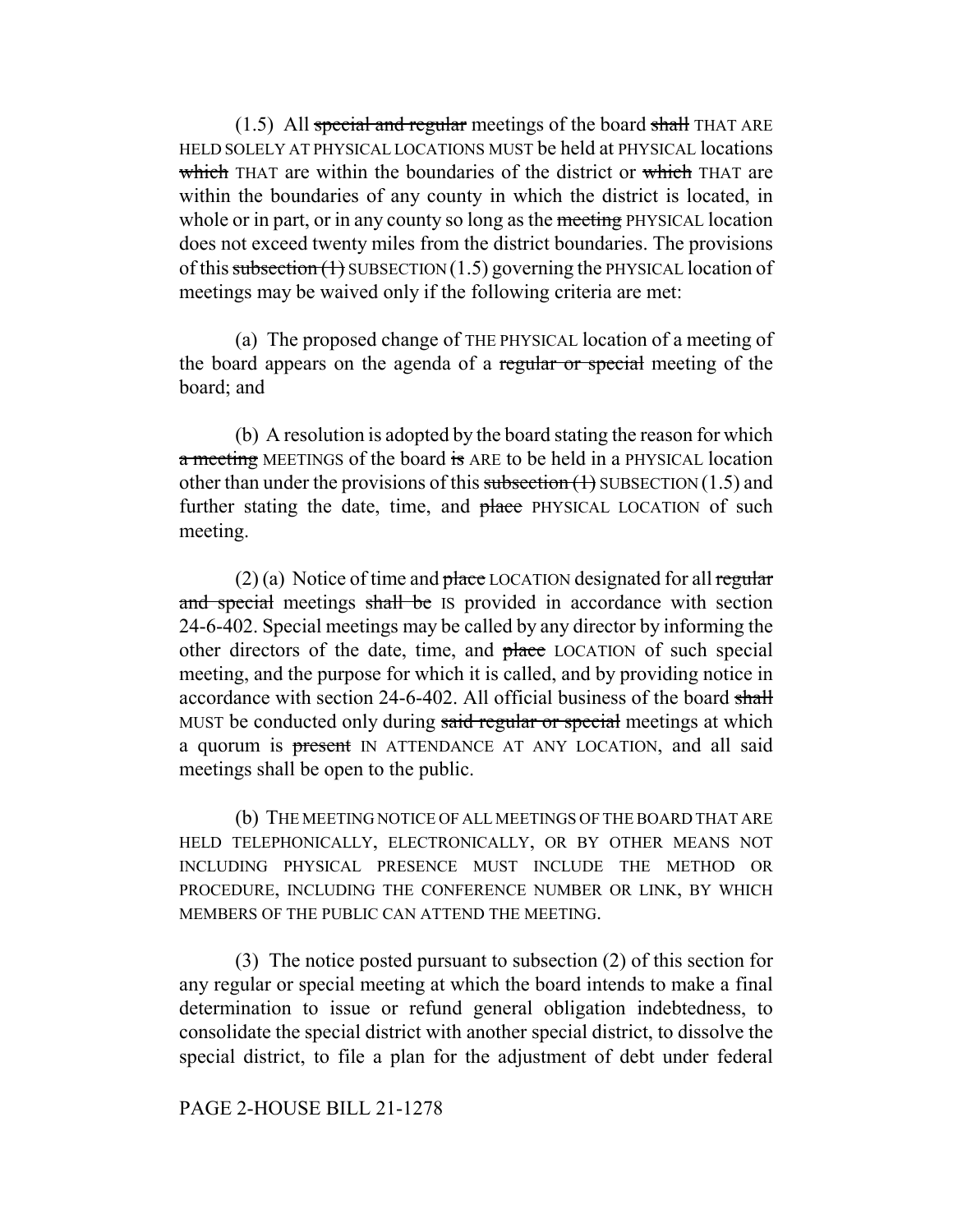(1.5) All ~~special and regular~~ meetings of the board ~~shall~~ THAT ARE HELD SOLELY AT PHYSICAL LOCATIONS MUST be held at PHYSICAL locations ~~which~~ THAT are within the boundaries of the district or ~~which~~ THAT are within the boundaries of any county in which the district is located, in whole or in part, or in any county so long as the ~~meeting~~ PHYSICAL location does not exceed twenty miles from the district boundaries. The provisions of this ~~subsection (1)~~ SUBSECTION (1.5) governing the PHYSICAL location of meetings may be waived only if the following criteria are met:

(a) The proposed change of THE PHYSICAL location of a meeting of the board appears on the agenda of a ~~regular or special~~ meeting of the board; and

(b) A resolution is adopted by the board stating the reason for which ~~a meeting~~ MEETINGS of the board ~~is~~ ARE to be held in a PHYSICAL location other than under the provisions of this ~~subsection (1)~~ SUBSECTION (1.5) and further stating the date, time, and ~~place~~ PHYSICAL LOCATION of such meeting.

(2) (a) Notice of time and ~~place~~ LOCATION designated for all ~~regular and special~~ meetings ~~shall be~~ IS provided in accordance with section 24-6-402. Special meetings may be called by any director by informing the other directors of the date, time, and ~~place~~ LOCATION of such special meeting, and the purpose for which it is called, and by providing notice in accordance with section 24-6-402. All official business of the board ~~shall~~ MUST be conducted only during ~~said regular or special~~ meetings at which a quorum is ~~present~~ IN ATTENDANCE AT ANY LOCATION, and all said meetings shall be open to the public.

(b) THE MEETING NOTICE OF ALL MEETINGS OF THE BOARD THAT ARE HELD TELEPHONICALLY, ELECTRONICALLY, OR BY OTHER MEANS NOT INCLUDING PHYSICAL PRESENCE MUST INCLUDE THE METHOD OR PROCEDURE, INCLUDING THE CONFERENCE NUMBER OR LINK, BY WHICH MEMBERS OF THE PUBLIC CAN ATTEND THE MEETING.

(3) The notice posted pursuant to subsection (2) of this section for any regular or special meeting at which the board intends to make a final determination to issue or refund general obligation indebtedness, to consolidate the special district with another special district, to dissolve the special district, to file a plan for the adjustment of debt under federal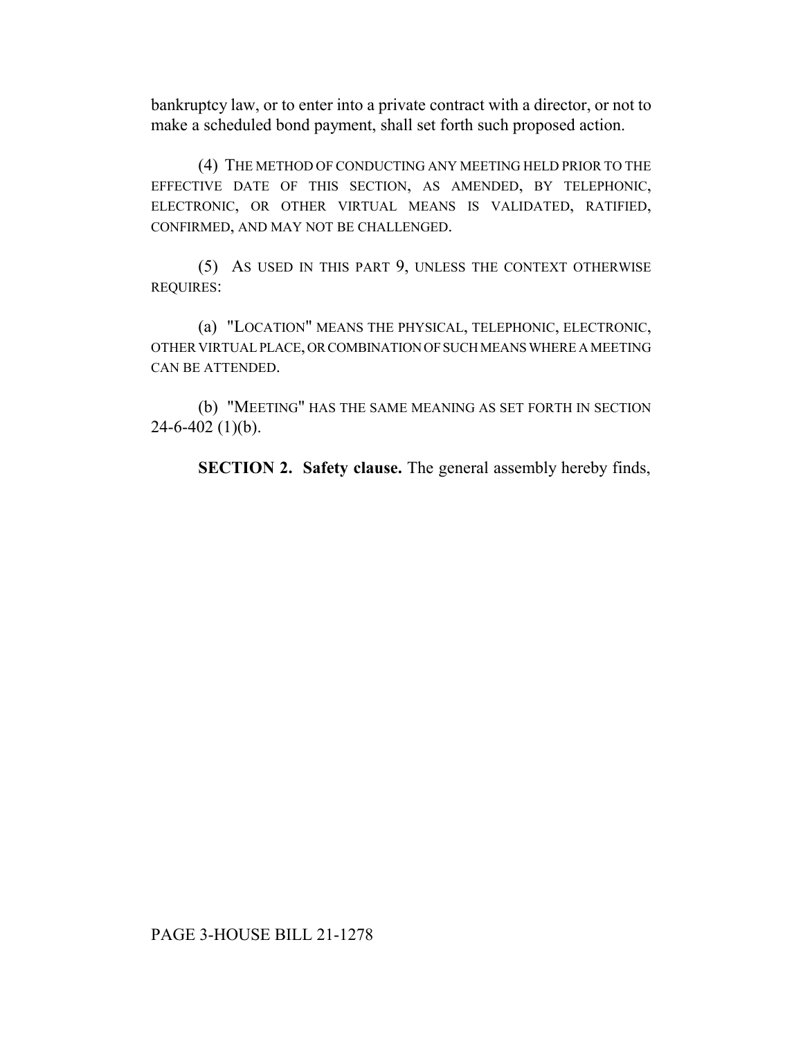bankruptcy law, or to enter into a private contract with a director, or not to make a scheduled bond payment, shall set forth such proposed action.

(4) THE METHOD OF CONDUCTING ANY MEETING HELD PRIOR TO THE EFFECTIVE DATE OF THIS SECTION, AS AMENDED, BY TELEPHONIC, ELECTRONIC, OR OTHER VIRTUAL MEANS IS VALIDATED, RATIFIED, CONFIRMED, AND MAY NOT BE CHALLENGED.

(5) AS USED IN THIS PART 9, UNLESS THE CONTEXT OTHERWISE REQUIRES:

(a) "LOCATION" MEANS THE PHYSICAL, TELEPHONIC, ELECTRONIC, OTHER VIRTUAL PLACE, OR COMBINATION OF SUCH MEANS WHERE A MEETING CAN BE ATTENDED.

(b) "MEETING" HAS THE SAME MEANING AS SET FORTH IN SECTION 24-6-402 (1)(b).

**SECTION 2. Safety clause.** The general assembly hereby finds,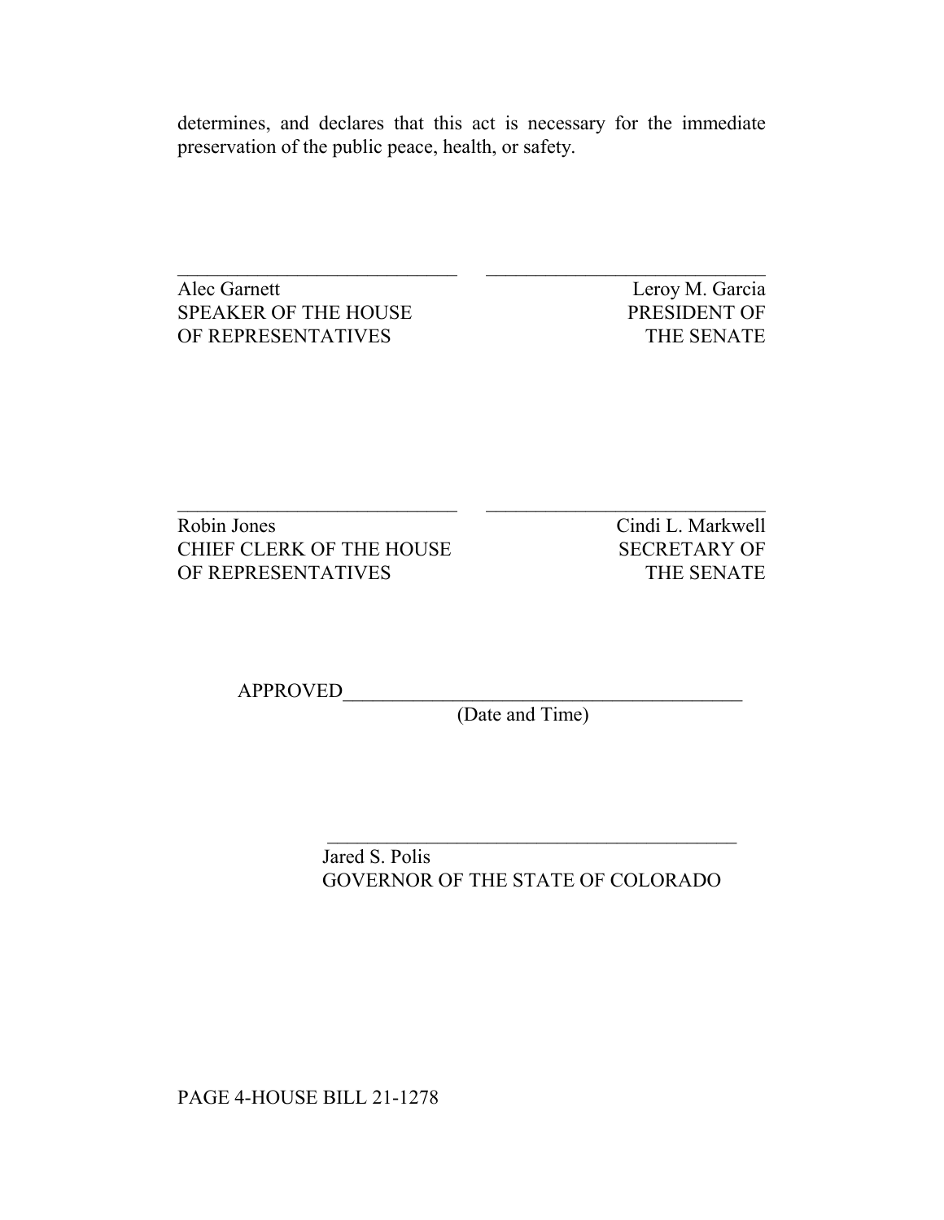determines, and declares that this act is necessary for the immediate preservation of the public peace, health, or safety.

| | |
|---|---|
| \_\_\_\_\_\_\_\_\_\_\_\_\_\_\_\_\_\_\_\_\_\_\_\_\_\_\_\_ | \_\_\_\_\_\_\_\_\_\_\_\_\_\_\_\_\_\_\_\_\_\_\_\_\_\_\_\_ |
| Alec Garnett | Leroy M. Garcia |
| SPEAKER OF THE HOUSE OF REPRESENTATIVES | PRESIDENT OF THE SENATE |

| | |
|---|---|
| \_\_\_\_\_\_\_\_\_\_\_\_\_\_\_\_\_\_\_\_\_\_\_\_\_\_\_\_ | \_\_\_\_\_\_\_\_\_\_\_\_\_\_\_\_\_\_\_\_\_\_\_\_\_\_\_\_ |
| Robin Jones | Cindi L. Markwell |
| CHIEF CLERK OF THE HOUSE OF REPRESENTATIVES | SECRETARY OF THE SENATE |

APPROVED\_\_\_\_\_\_\_\_\_\_\_\_\_\_\_\_\_\_\_\_\_\_\_\_\_\_\_\_\_\_\_\_\_\_\_\_\_\_\_\_
(Date and Time)

\_\_\_\_\_\_\_\_\_\_\_\_\_\_\_\_\_\_\_\_\_\_\_\_\_\_\_\_\_\_\_\_\_\_\_\_\_\_\_\_
Jared S. Polis
GOVERNOR OF THE STATE OF COLORADO

PAGE 4-HOUSE BILL 21-1278